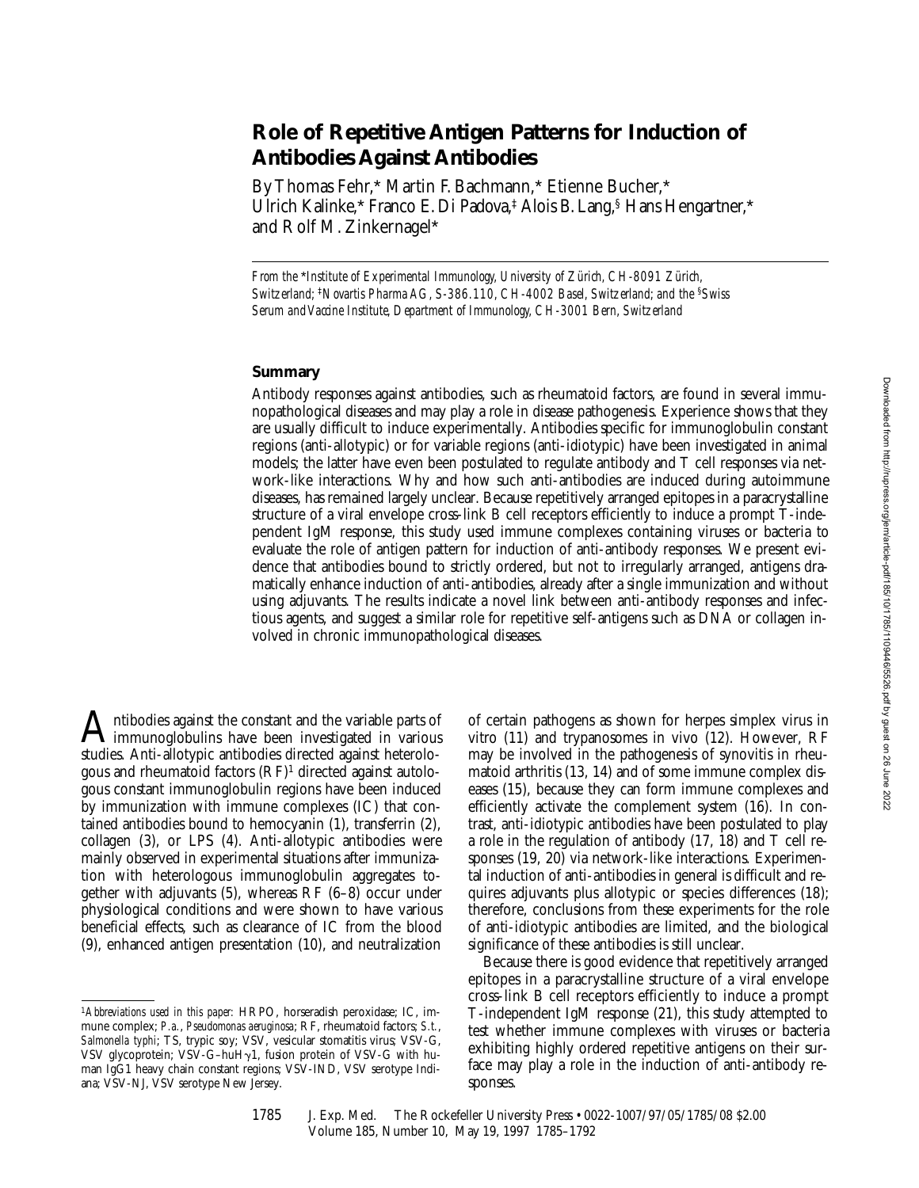# Role of Repetitive Antigen Patterns for Induction of Antibodies Against Antibodies

By Thomas Fehr,* Martin F. Bachmann,* Etienne Bucher,* Ulrich Kalinke,* Franco E. Di Padova,‡ Alois B. Lang,§ Hans Hengartner,* and Rolf M. Zinkernagel*

*From the \*Institute of Experimental Immunology, University of Zürich, CH-8091 Zürich, Switzerland; ‡Novartis Pharma AG, S-386.110, CH-4002 Basel, Switzerland; and the §Swiss Serum and Vaccine Institute, Department of Immunology, CH-3001 Bern, Switzerland*

## Summary

Antibody responses against antibodies, such as rheumatoid factors, are found in several immunopathological diseases and may play a role in disease pathogenesis. Experience shows that they are usually difficult to induce experimentally. Antibodies specific for immunoglobulin constant regions (anti-allotypic) or for variable regions (anti-idiotypic) have been investigated in animal models; the latter have even been postulated to regulate antibody and T cell responses via network-like interactions. Why and how such anti-antibodies are induced during autoimmune diseases, has remained largely unclear. Because repetitively arranged epitopes in a paracrystalline structure of a viral envelope cross-link B cell receptors efficiently to induce a prompt T-independent IgM response, this study used immune complexes containing viruses or bacteria to evaluate the role of antigen pattern for induction of anti-antibody responses. We present evidence that antibodies bound to strictly ordered, but not to irregularly arranged, antigens dramatically enhance induction of anti-antibodies, already after a single immunization and without using adjuvants. The results indicate a novel link between anti-antibody responses and infectious agents, and suggest a similar role for repetitive self-antigens such as DNA or collagen involved in chronic immunopathological diseases.

Antibodies against the constant and the variable parts of immunoglobulins have been investigated in various studies. Anti-allotypic antibodies directed against heterologous and rheumatoid factors (RF)[1] directed against autologous constant immunoglobulin regions have been induced by immunization with immune complexes (IC) that contained antibodies bound to hemocyanin (1), transferrin (2), collagen (3), or LPS (4). Anti-allotypic antibodies were mainly observed in experimental situations after immunization with heterologous immunoglobulin aggregates together with adjuvants (5), whereas RF (6–8) occur under physiological conditions and were shown to have various beneficial effects, such as clearance of IC from the blood (9), enhanced antigen presentation (10), and neutralization of certain pathogens as shown for herpes simplex virus in vitro (11) and trypanosomes in vivo (12). However, RF may be involved in the pathogenesis of synovitis in rheumatoid arthritis (13, 14) and of some immune complex diseases (15), because they can form immune complexes and efficiently activate the complement system (16). In contrast, anti-idiotypic antibodies have been postulated to play a role in the regulation of antibody (17, 18) and T cell responses (19, 20) via network-like interactions. Experimental induction of anti-antibodies in general is difficult and requires adjuvants plus allotypic or species differences (18); therefore, conclusions from these experiments for the role of anti-idiotypic antibodies are limited, and the biological significance of these antibodies is still unclear.

Because there is good evidence that repetitively arranged epitopes in a paracrystalline structure of a viral envelope cross-link B cell receptors efficiently to induce a prompt T-independent IgM response (21), this study attempted to test whether immune complexes with viruses or bacteria exhibiting highly ordered repetitive antigens on their surface may play a role in the induction of anti-antibody responses.

[1]*Abbreviations used in this paper:* HRPO, horseradish peroxidase; IC, immune complex; *P.a.*, *Pseudomonas aeruginosa*; RF, rheumatoid factors; *S.t.*, *Salmonella typhi*; TS, trypic soy; VSV, vesicular stomatitis virus; VSV-G, VSV glycoprotein; VSV-G–huHγ1, fusion protein of VSV-G with human IgG1 heavy chain constant regions; VSV-IND, VSV serotype Indiana; VSV-NJ, VSV serotype New Jersey.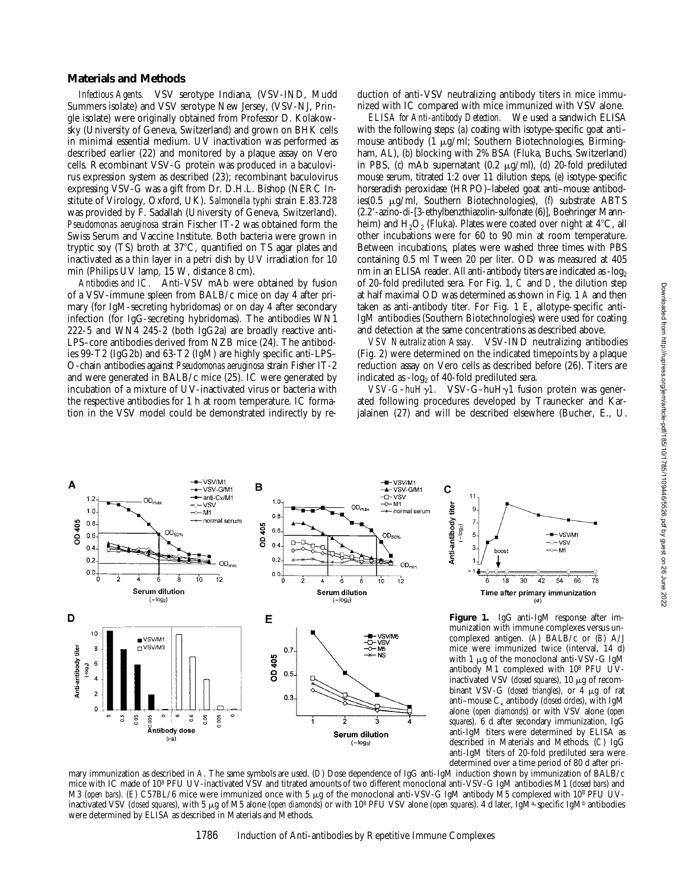## Materials and Methods

*Infectious Agents.* VSV serotype Indiana, (VSV-IND, Mudd Summers isolate) and VSV serotype New Jersey, (VSV-NJ, Pringle isolate) were originally obtained from Professor D. Kolakowsky (University of Geneva, Switzerland) and grown on BHK cells in minimal essential medium. UV inactivation was performed as described earlier (22) and monitored by a plaque assay on Vero cells. Recombinant VSV-G protein was produced in a baculovirus expression system as described (23); recombinant baculovirus expressing VSV-G was a gift from Dr. D.H.L. Bishop (NERC Institute of Virology, Oxford, UK). *Salmonella typhi* strain E.83.728 was provided by F. Sadallah (University of Geneva, Switzerland). *Pseudomonas aeruginosa* strain Fischer IT-2 was obtained form the Swiss Serum and Vaccine Institute. Both bacteria were grown in tryptic soy (TS) broth at 37°C, quantified on TS agar plates and inactivated as a thin layer in a petri dish by UV irradiation for 10 min (Philips UV lamp, 15 W, distance 8 cm).

*Antibodies and IC.* Anti-VSV mAb were obtained by fusion of a VSV-immune spleen from BALB/c mice on day 4 after primary (for IgM-secreting hybridomas) or on day 4 after secondary infection (for IgG-secreting hybridomas). The antibodies WN1 222-5 and WN4 245-2 (both IgG2a) are broadly reactive anti-LPS–core antibodies derived from NZB mice (24). The antibodies 99-T2 (IgG2b) and 63-T2 (IgM) are highly specific anti-LPS–O-chain antibodies against *Pseudomonas aeruginosa* strain Fisher IT-2 and were generated in BALB/c mice (25). IC were generated by incubation of a mixture of UV-inactivated virus or bacteria with the respective antibodies for 1 h at room temperature. IC formation in the VSV model could be demonstrated indirectly by reduction of anti-VSV neutralizing antibody titers in mice immunized with IC compared with mice immunized with VSV alone.

*ELISA for Anti-antibody Detection.* We used a sandwich ELISA with the following steps: (*a*) coating with isotype-specific goat anti–mouse antibody (1 μg/ml; Southern Biotechnologies, Birmingham, AL), (*b*) blocking with 2% BSA (Fluka, Buchs, Switzerland) in PBS, (*c*) mAb supernatant (0.2 μg/ml), (*d*) 20-fold prediluted mouse serum, titrated 1:2 over 11 dilution steps, (*e*) isotype-specific horseradish peroxidase (HRPO)–labeled goat anti–mouse antibodies(0.5 μg/ml, Southern Biotechnologies), (*f*) substrate ABTS (2.2′-azino-di-[3-ethylbenzthiazolin-sulfonate (6)], Boehringer Mannheim) and $H_2O_2$ (Fluka). Plates were coated over night at 4°C, all other incubations were for 60 to 90 min at room temperature. Between incubations, plates were washed three times with PBS containing 0.5 ml Tween 20 per liter. OD was measured at 405 nm in an ELISA reader. All anti-antibody titers are indicated as $-\log_2$ of 20-fold prediluted sera. For Fig. 1, *C* and *D*, the dilution step at half maximal OD was determined as shown in Fig. 1 *A* and then taken as anti-antibody titer. For Fig. 1 *E*, allotype-specific anti-IgM antibodies (Southern Biotechnologies) were used for coating and detection at the same concentrations as described above.

*VSV Neutralization Assay.* VSV-IND neutralizing antibodies (Fig. 2) were determined on the indicated timepoints by a plaque reduction assay on Vero cells as described before (26). Titers are indicated as $-\log_2$ of 40-fold prediluted sera.

*VSV-G–huHγ1.* VSV-G–huHγ1 fusion protein was generated following procedures developed by Traunecker and Karjalainen (27) and will be described elsewhere (Bucher, E., U.

**Figure 1.** IgG anti-IgM response after immunization with immune complexes versus uncomplexed antigen. (*A*) BALB/c or (*B*) A/J mice were immunized twice (interval, 14 d) with 1 μg of the monoclonal anti-VSV-G IgM antibody M1 complexed with $10^8$ PFU UV-inactivated VSV (*closed squares*), 10 μg of recombinant VSV-G (*closed triangles*), or 4 μg of rat anti–mouse $C_\kappa$ antibody (*closed circles*), with IgM alone (*open diamonds*) or with VSV alone (*open squares*). 6 d after secondary immunization, IgG anti-IgM titers were determined by ELISA as described in Materials and Methods. (*C*) IgG anti-IgM titers of 20-fold prediluted sera were determined over a time period of 80 d after primary immunization as described in *A*. The same symbols are used. (*D*) Dose dependence of IgG anti-IgM induction shown by immunization of BALB/c mice with IC made of $10^8$ PFU UV-inactivated VSV and titrated amounts of two different monoclonal anti-VSV-G IgM antibodies M1 (*closed bars*) and M3 (*open bars*). (*E*) C57BL/6 mice were immunized once with 5 μg of the monoclonal anti-VSV-G IgM antibody M5 complexed with $10^8$ PFU UV-inactivated VSV (*closed squares*), with 5 μg of M5 alone (*open diamonds*) or with $10^8$ PFU VSV alone (*open squares*). 4 d later, $IgM^a$-specific $IgM^b$ antibodies were determined by ELISA as described in Materials and Methods.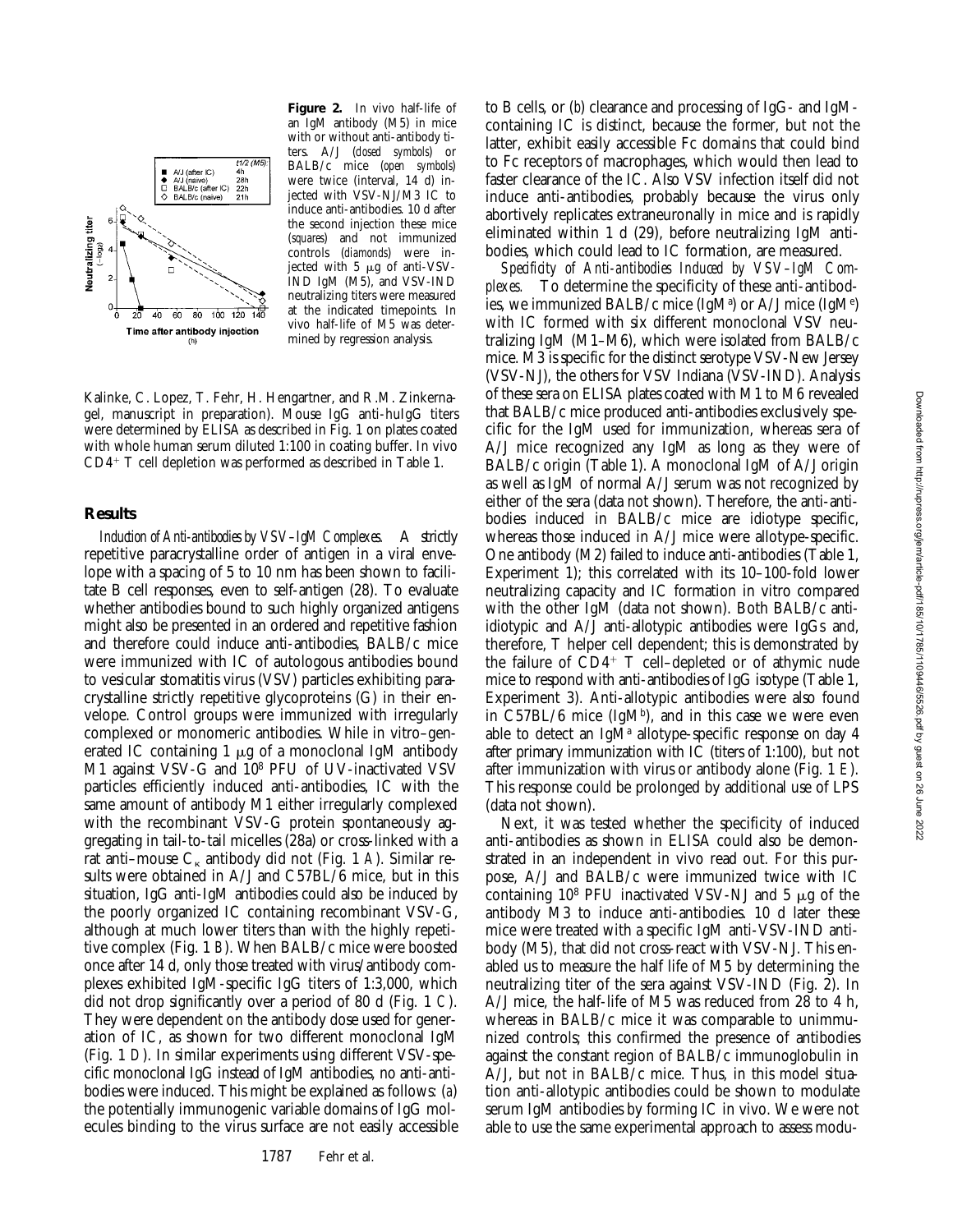**Figure 2.** In vivo half-life of an IgM antibody (M5) in mice with or without anti-antibody titers. A/J (*closed symbols*) or BALB/c mice (*open symbols*) were twice (interval, 14 d) injected with VSV-NJ/M3 IC to induce anti-antibodies. 10 d after the second injection these mice (*squares*) and not immunized controls (*diamonds*) were injected with 5 μg of anti-VSV-IND IgM (M5), and VSV-IND neutralizing titers were measured at the indicated timepoints. In vivo half-life of M5 was determined by regression analysis.

Kalinke, C. Lopez, T. Fehr, H. Hengartner, and R.M. Zinkernagel, manuscript in preparation). Mouse IgG anti-huIgG titers were determined by ELISA as described in Fig. 1 on plates coated with whole human serum diluted 1:100 in coating buffer. In vivo $CD4^+$ T cell depletion was performed as described in Table 1.

## Results

*Induction of Anti-antibodies by VSV–IgM Complexes.* A strictly repetitive paracrystalline order of antigen in a viral envelope with a spacing of 5 to 10 nm has been shown to facilitate B cell responses, even to self-antigen (28). To evaluate whether antibodies bound to such highly organized antigens might also be presented in an ordered and repetitive fashion and therefore could induce anti-antibodies, BALB/c mice were immunized with IC of autologous antibodies bound to vesicular stomatitis virus (VSV) particles exhibiting paracrystalline strictly repetitive glycoproteins (G) in their envelope. Control groups were immunized with irregularly complexed or monomeric antibodies. While in vitro–generated IC containing 1 μg of a monoclonal IgM antibody M1 against VSV-G and $10^8$ PFU of UV-inactivated VSV particles efficiently induced anti-antibodies, IC with the same amount of antibody M1 either irregularly complexed with the recombinant VSV-G protein spontaneously aggregating in tail-to-tail micelles (28a) or cross-linked with a rat anti–mouse $C_\kappa$ antibody did not (Fig. 1 *A*). Similar results were obtained in A/J and C57BL/6 mice, but in this situation, IgG anti-IgM antibodies could also be induced by the poorly organized IC containing recombinant VSV-G, although at much lower titers than with the highly repetitive complex (Fig. 1 *B*). When BALB/c mice were boosted once after 14 d, only those treated with virus/antibody complexes exhibited IgM-specific IgG titers of 1:3,000, which did not drop significantly over a period of 80 d (Fig. 1 *C*). They were dependent on the antibody dose used for generation of IC, as shown for two different monoclonal IgM (Fig. 1 *D*). In similar experiments using different VSV-specific monoclonal IgG instead of IgM antibodies, no anti-antibodies were induced. This might be explained as follows: (*a*) the potentially immunogenic variable domains of IgG molecules binding to the virus surface are not easily accessible to B cells, or (*b*) clearance and processing of IgG- and IgM-containing IC is distinct, because the former, but not the latter, exhibit easily accessible Fc domains that could bind to Fc receptors of macrophages, which would then lead to faster clearance of the IC. Also VSV infection itself did not induce anti-antibodies, probably because the virus only abortively replicates extraneuronally in mice and is rapidly eliminated within 1 d (29), before neutralizing IgM antibodies, which could lead to IC formation, are measured.

*Specificity of Anti-antibodies Induced by VSV–IgM Complexes.* To determine the specificity of these anti-antibodies, we immunized BALB/c mice ($IgM^a$) or A/J mice ($IgM^e$) with IC formed with six different monoclonal VSV neutralizing IgM (M1–M6), which were isolated from BALB/c mice. M3 is specific for the distinct serotype VSV-New Jersey (VSV-NJ), the others for VSV Indiana (VSV-IND). Analysis of these sera on ELISA plates coated with M1 to M6 revealed that BALB/c mice produced anti-antibodies exclusively specific for the IgM used for immunization, whereas sera of A/J mice recognized any IgM as long as they were of BALB/c origin (Table 1). A monoclonal IgM of A/J origin as well as IgM of normal A/J serum was not recognized by either of the sera (data not shown). Therefore, the anti-antibodies induced in BALB/c mice are idiotype specific, whereas those induced in A/J mice were allotype-specific. One antibody (M2) failed to induce anti-antibodies (Table 1, Experiment 1); this correlated with its 10–100-fold lower neutralizing capacity and IC formation in vitro compared with the other IgM (data not shown). Both BALB/c anti-idiotypic and A/J anti-allotypic antibodies were IgGs and, therefore, T helper cell dependent; this is demonstrated by the failure of $CD4^+$ T cell–depleted or of athymic nude mice to respond with anti-antibodies of IgG isotype (Table 1, Experiment 3). Anti-allotypic antibodies were also found in C57BL/6 mice ($IgM^b$), and in this case we were even able to detect an $IgM^a$ allotype-specific response on day 4 after primary immunization with IC (titers of 1:100), but not after immunization with virus or antibody alone (Fig. 1 *E*). This response could be prolonged by additional use of LPS (data not shown).

Next, it was tested whether the specificity of induced anti-antibodies as shown in ELISA could also be demonstrated in an independent in vivo read out. For this purpose, A/J and BALB/c were immunized twice with IC containing $10^8$ PFU inactivated VSV-NJ and 5 μg of the antibody M3 to induce anti-antibodies. 10 d later these mice were treated with a specific IgM anti-VSV-IND antibody (M5), that did not cross-react with VSV-NJ. This enabled us to measure the half life of M5 by determining the neutralizing titer of the sera against VSV-IND (Fig. 2). In A/J mice, the half-life of M5 was reduced from 28 to 4 h, whereas in BALB/c mice it was comparable to unimmunized controls; this confirmed the presence of antibodies against the constant region of BALB/c immunoglobulin in A/J, but not in BALB/c mice. Thus, in this model situation anti-allotypic antibodies could be shown to modulate serum IgM antibodies by forming IC in vivo. We were not able to use the same experimental approach to assess modu-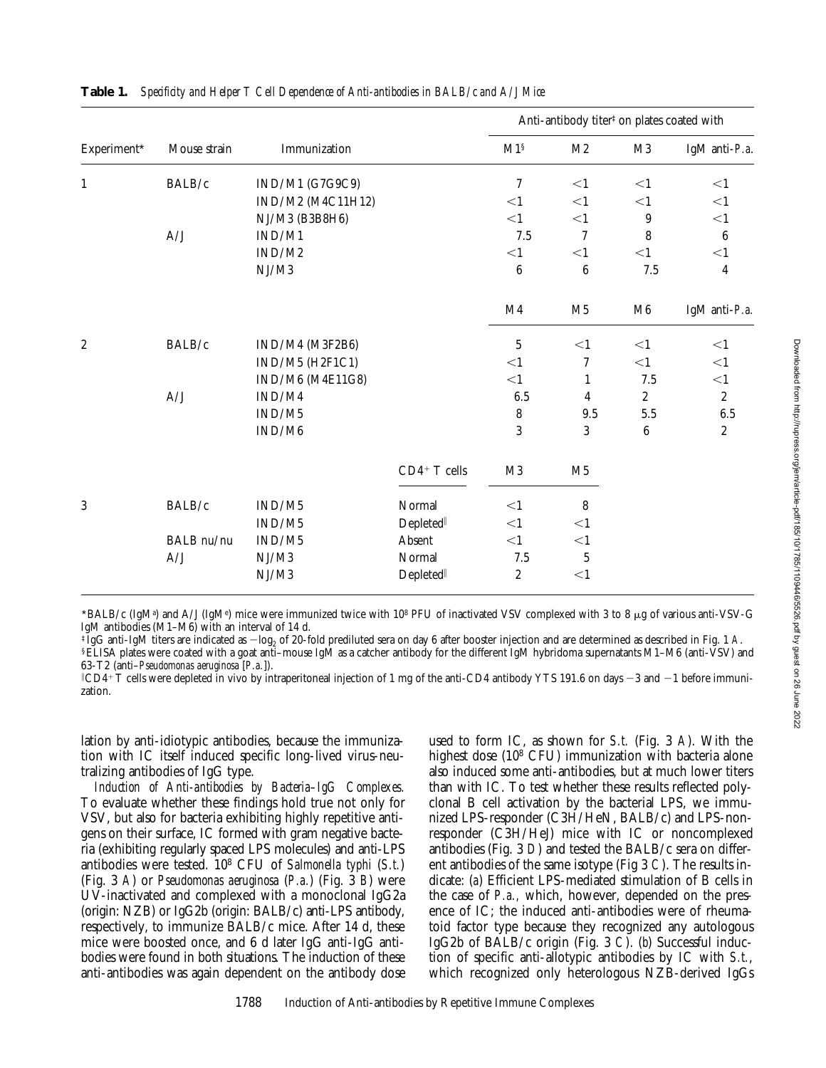**Table 1.** *Specificity and Helper T Cell Dependence of Anti-antibodies in BALB/c and A/J Mice*

| Experiment* | Mouse strain | Immunization | | Anti-antibody titer‡ on plates coated with | | | |
|---|---|---|---|---|---|---|---|
| | | | | M1§ | M2 | M3 | IgM anti-*P.a.* |
| 1 | BALB/c | IND/M1 (G7G9C9) | | 7 | <1 | <1 | <1 |
| | | IND/M2 (M4C11H12) | | <1 | <1 | <1 | <1 |
| | | NJ/M3 (B3B8H6) | | <1 | <1 | 9 | <1 |
| | A/J | IND/M1 | | 7.5 | 7 | 8 | 6 |
| | | IND/M2 | | <1 | <1 | <1 | <1 |
| | | NJ/M3 | | 6 | 6 | 7.5 | 4 |
| | | | | M4 | M5 | M6 | IgM anti-*P.a.* |
| 2 | BALB/c | IND/M4 (M3F2B6) | | 5 | <1 | <1 | <1 |
| | | IND/M5 (H2F1C1) | | <1 | 7 | <1 | <1 |
| | | IND/M6 (M4E11G8) | | <1 | 1 | 7.5 | <1 |
| | A/J | IND/M4 | | 6.5 | 4 | 2 | 2 |
| | | IND/M5 | | 8 | 9.5 | 5.5 | 6.5 |
| | | IND/M6 | | 3 | 3 | 6 | 2 |
| | | | $CD4^+$ T cells | M3 | M5 | | |
| 3 | BALB/c | IND/M5 | Normal | <1 | 8 | | |
| | | IND/M5 | Depleted‖ | <1 | <1 | | |
| | BALB nu/nu | IND/M5 | Absent | <1 | <1 | | |
| | A/J | NJ/M3 | Normal | 7.5 | 5 | | |
| | | NJ/M3 | Depleted‖ | 2 | <1 | | |

*BALB/c (IgM[a]) and A/J (IgM[e]) mice were immunized twice with $10^8$ PFU of inactivated VSV complexed with 3 to 8 μg of various anti-VSV-G IgM antibodies (M1–M6) with an interval of 14 d.

‡IgG anti-IgM titers are indicated as $-\log_2$ of 20-fold prediluted sera on day 6 after booster injection and are determined as described in Fig. 1 *A*.

§ELISA plates were coated with a goat anti–mouse IgM as a catcher antibody for the different IgM hybridoma supernatants M1–M6 (anti-VSV) and 63-T2 (anti–*Pseudomonas aeruginosa* [*P.a.*]).

‖$CD4^+$ T cells were depleted in vivo by intraperitoneal injection of 1 mg of the anti-CD4 antibody YTS 191.6 on days −3 and −1 before immunization.

lation by anti-idiotypic antibodies, because the immunization with IC itself induced specific long-lived virus-neutralizing antibodies of IgG type.

*Induction of Anti-antibodies by Bacteria–IgG Complexes.* To evaluate whether these findings hold true not only for VSV, but also for bacteria exhibiting highly repetitive antigens on their surface, IC formed with gram negative bacteria (exhibiting regularly spaced LPS molecules) and anti-LPS antibodies were tested. $10^8$ CFU of *Salmonella typhi* (*S.t.*) (Fig. 3 *A*) or *Pseudomonas aeruginosa* (*P.a.*) (Fig. 3 *B*) were UV-inactivated and complexed with a monoclonal IgG2a (origin: NZB) or IgG2b (origin: BALB/c) anti-LPS antibody, respectively, to immunize BALB/c mice. After 14 d, these mice were boosted once, and 6 d later IgG anti-IgG antibodies were found in both situations. The induction of these anti-antibodies was again dependent on the antibody dose used to form IC, as shown for *S.t.* (Fig. 3 *A*). With the highest dose ($10^8$ CFU) immunization with bacteria alone also induced some anti-antibodies, but at much lower titers than with IC. To test whether these results reflected polyclonal B cell activation by the bacterial LPS, we immunized LPS-responder (C3H/HeN, BALB/c) and LPS-nonresponder (C3H/HeJ) mice with IC or noncomplexed antibodies (Fig. 3 *D*) and tested the BALB/c sera on different antibodies of the same isotype (Fig 3 *C*). The results indicate: (*a*) Efficient LPS-mediated stimulation of B cells in the case of *P.a.*, which, however, depended on the presence of IC; the induced anti-antibodies were of rheumatoid factor type because they recognized any autologous IgG2b of BALB/c origin (Fig. 3 *C*). (*b*) Successful induction of specific anti-allotypic antibodies by IC with *S.t.*, which recognized only heterologous NZB-derived IgGs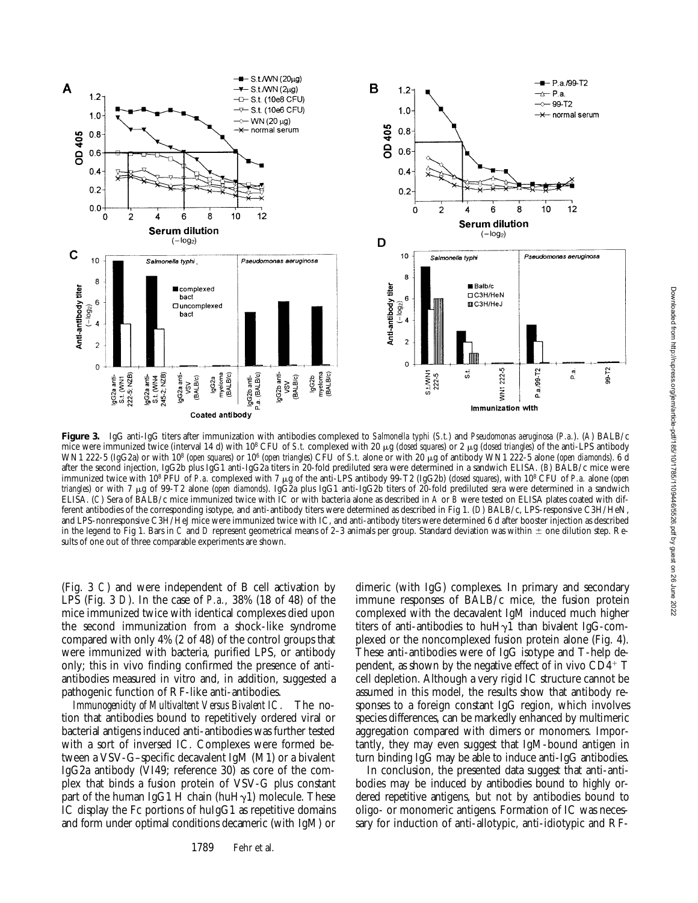**Figure 3.** IgG anti-IgG titers after immunization with antibodies complexed to *Salmonella typhi* (*S.t.*) and *Pseudomonas aeruginosa* (*P.a.*). (*A*) BALB/c mice were immunized twice (interval 14 d) with $10^8$ CFU of *S.t.* complexed with 20 μg (*closed squares*) or 2 μg (*closed triangles*) of the anti-LPS antibody WN1 222-5 (IgG2a) or with $10^8$ (*open squares*) or $10^6$ (*open triangles*) CFU of *S.t.* alone or with 20 μg of antibody WN1 222-5 alone (*open diamonds*). 6 d after the second injection, IgG2b plus IgG1 anti-IgG2a titers in 20-fold prediluted sera were determined in a sandwich ELISA. (*B*) BALB/c mice were immunized twice with $10^8$ PFU of *P.a.* complexed with 7 μg of the anti-LPS antibody 99-T2 (IgG2b) (*closed squares*), with $10^8$ CFU of *P.a.* alone (*open triangles*) or with 7 μg of 99-T2 alone (*open diamonds*). IgG2a plus IgG1 anti-IgG2b titers of 20-fold prediluted sera were determined in a sandwich ELISA. (*C*) Sera of BALB/c mice immunized twice with IC or with bacteria alone as described in *A* or *B* were tested on ELISA plates coated with different antibodies of the corresponding isotype, and anti-antibody titers were determined as described in Fig 1. (*D*) BALB/c, LPS-responsive C3H/HeN, and LPS-nonresponsive C3H/HeJ mice were immunized twice with IC, and anti-antibody titers were determined 6 d after booster injection as described in the legend to Fig 1. Bars in *C* and *D* represent geometrical means of 2–3 animals per group. Standard deviation was within ± one dilution step. Results of one out of three comparable experiments are shown.

(Fig. 3 *C*) and were independent of B cell activation by LPS (Fig. 3 *D*). In the case of *P.a.*, 38% (18 of 48) of the mice immunized twice with identical complexes died upon the second immunization from a shock-like syndrome compared with only 4% (2 of 48) of the control groups that were immunized with bacteria, purified LPS, or antibody only; this in vivo finding confirmed the presence of anti-antibodies measured in vitro and, in addition, suggested a pathogenic function of RF-like anti-antibodies.

*Immunogenicity of Multivaltent Versus Bivalent IC.* The notion that antibodies bound to repetitively ordered viral or bacterial antigens induced anti-antibodies was further tested with a sort of inversed IC. Complexes were formed between a VSV-G–specific decavalent IgM (M1) or a bivalent IgG2a antibody (VI49; reference 30) as core of the complex that binds a fusion protein of VSV-G plus constant part of the human IgG1 H chain (huH$\gamma$1) molecule. These IC display the Fc portions of huIgG1 as repetitive domains and form under optimal conditions decameric (with IgM) or dimeric (with IgG) complexes. In primary and secondary immune responses of BALB/c mice, the fusion protein complexed with the decavalent IgM induced much higher titers of anti-antibodies to huH$\gamma$1 than bivalent IgG-complexed or the noncomplexed fusion protein alone (Fig. 4). These anti-antibodies were of IgG isotype and T-help dependent, as shown by the negative effect of in vivo CD4$^+$ T cell depletion. Although a very rigid IC structure cannot be assumed in this model, the results show that antibody responses to a foreign constant IgG region, which involves species differences, can be markedly enhanced by multimeric aggregation compared with dimers or monomers. Importantly, they may even suggest that IgM-bound antigen in turn binding IgG may be able to induce anti-IgG antibodies.

In conclusion, the presented data suggest that anti-antibodies may be induced by antibodies bound to highly ordered repetitive antigens, but not by antibodies bound to oligo- or monomeric antigens. Formation of IC was necessary for induction of anti-allotypic, anti-idiotypic and RF-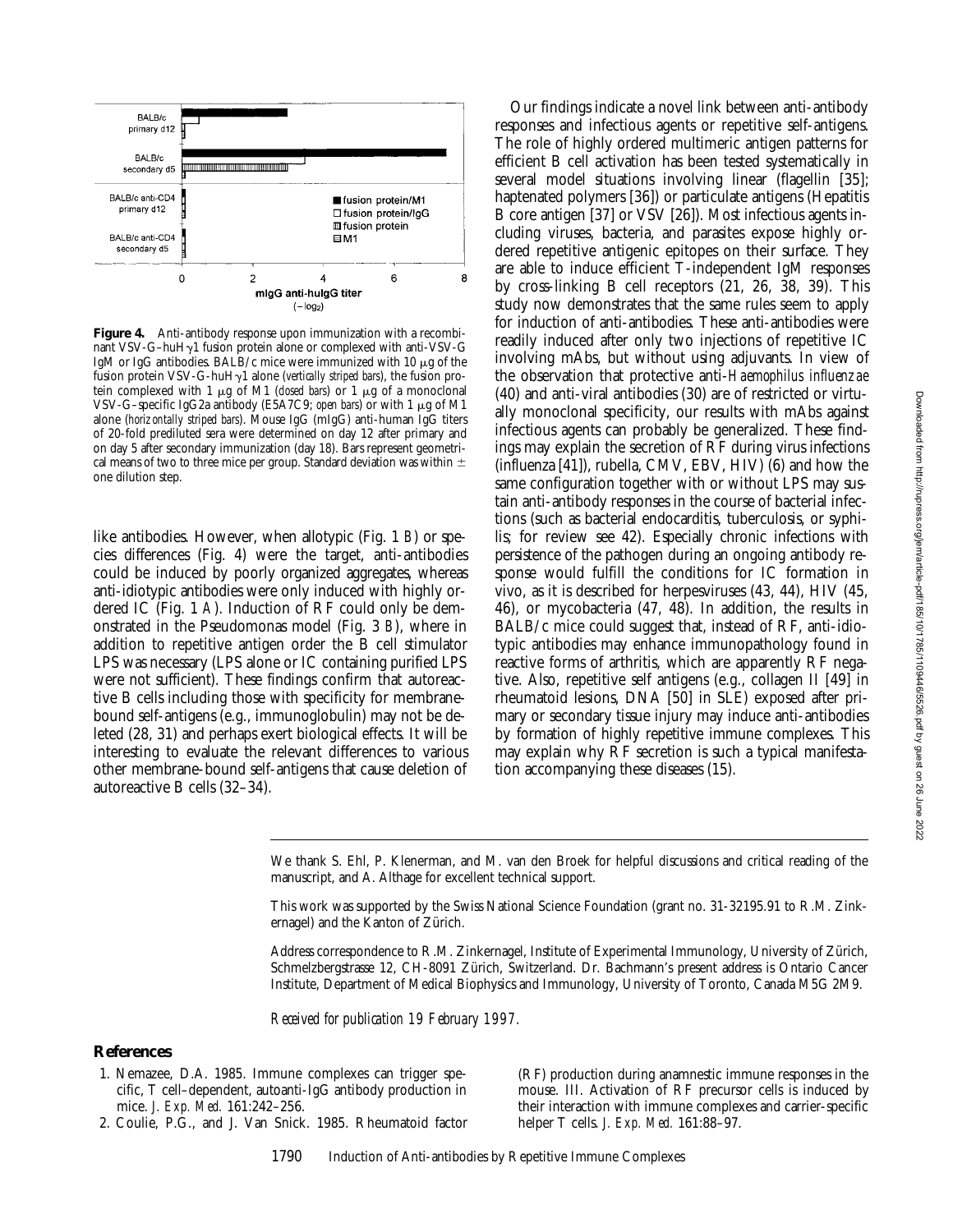**Figure 4.** Anti-antibody response upon immunization with a recombinant VSV-G–huHγ1 fusion protein alone or complexed with anti-VSV-G IgM or IgG antibodies. BALB/c mice were immunized with 10 μg of the fusion protein VSV-G-huHγ1 alone (*vertically striped bars*), the fusion protein complexed with 1 μg of M1 (*closed bars*) or 1 μg of a monoclonal VSV-G–specific IgG2a antibody (E5A7C9; *open bars*) or with 1 μg of M1 alone (*horizontally striped bars*). Mouse IgG (mIgG) anti-human IgG titers of 20-fold prediluted sera were determined on day 12 after primary and on day 5 after secondary immunization (day 18). Bars represent geometrical means of two to three mice per group. Standard deviation was within ± one dilution step.

like antibodies. However, when allotypic (Fig. 1 *B*) or species differences (Fig. 4) were the target, anti-antibodies could be induced by poorly organized aggregates, whereas anti-idiotypic antibodies were only induced with highly ordered IC (Fig. 1 *A*). Induction of RF could only be demonstrated in the Pseudomonas model (Fig. 3 *B*), where in addition to repetitive antigen order the B cell stimulator LPS was necessary (LPS alone or IC containing purified LPS were not sufficient). These findings confirm that autoreactive B cells including those with specificity for membrane-bound self-antigens (e.g., immunoglobulin) may not be deleted (28, 31) and perhaps exert biological effects. It will be interesting to evaluate the relevant differences to various other membrane-bound self-antigens that cause deletion of autoreactive B cells (32–34).

Our findings indicate a novel link between anti-antibody responses and infectious agents or repetitive self-antigens. The role of highly ordered multimeric antigen patterns for efficient B cell activation has been tested systematically in several model situations involving linear (flagellin [35]; haptenated polymers [36]) or particulate antigens (Hepatitis B core antigen [37] or VSV [26]). Most infectious agents including viruses, bacteria, and parasites expose highly ordered repetitive antigenic epitopes on their surface. They are able to induce efficient T-independent IgM responses by cross-linking B cell receptors (21, 26, 38, 39). This study now demonstrates that the same rules seem to apply for induction of anti-antibodies. These anti-antibodies were readily induced after only two injections of repetitive IC involving mAbs, but without using adjuvants. In view of the observation that protective anti-*Haemophilus influenzae* (40) and anti-viral antibodies (30) are of restricted or virtually monoclonal specificity, our results with mAbs against infectious agents can probably be generalized. These findings may explain the secretion of RF during virus infections (influenza [41]), rubella, CMV, EBV, HIV) (6) and how the same configuration together with or without LPS may sustain anti-antibody responses in the course of bacterial infections (such as bacterial endocarditis, tuberculosis, or syphilis; for review see 42). Especially chronic infections with persistence of the pathogen during an ongoing antibody response would fulfill the conditions for IC formation in vivo, as it is described for herpesviruses (43, 44), HIV (45, 46), or mycobacteria (47, 48). In addition, the results in BALB/c mice could suggest that, instead of RF, anti-idiotypic antibodies may enhance immunopathology found in reactive forms of arthritis, which are apparently RF negative. Also, repetitive self antigens (e.g., collagen II [49] in rheumatoid lesions, DNA [50] in SLE) exposed after primary or secondary tissue injury may induce anti-antibodies by formation of highly repetitive immune complexes. This may explain why RF secretion is such a typical manifestation accompanying these diseases (15).

We thank S. Ehl, P. Klenerman, and M. van den Broek for helpful discussions and critical reading of the manuscript, and A. Althage for excellent technical support.

This work was supported by the Swiss National Science Foundation (grant no. 31-32195.91 to R.M. Zinkernagel) and the Kanton of Zürich.

Address correspondence to R.M. Zinkernagel, Institute of Experimental Immunology, University of Zürich, Schmelzbergstrasse 12, CH-8091 Zürich, Switzerland. Dr. Bachmann's present address is Ontario Cancer Institute, Department of Medical Biophysics and Immunology, University of Toronto, Canada M5G 2M9.

*Received for publication 19 February 1997.*

## References

1. Nemazee, D.A. 1985. Immune complexes can trigger specific, T cell–dependent, autoanti-IgG antibody production in mice. *J. Exp. Med.* 161:242–256.
2. Coulie, P.G., and J. Van Snick. 1985. Rheumatoid factor (RF) production during anamnestic immune responses in the mouse. III. Activation of RF precursor cells is induced by their interaction with immune complexes and carrier-specific helper T cells. *J. Exp. Med.* 161:88–97.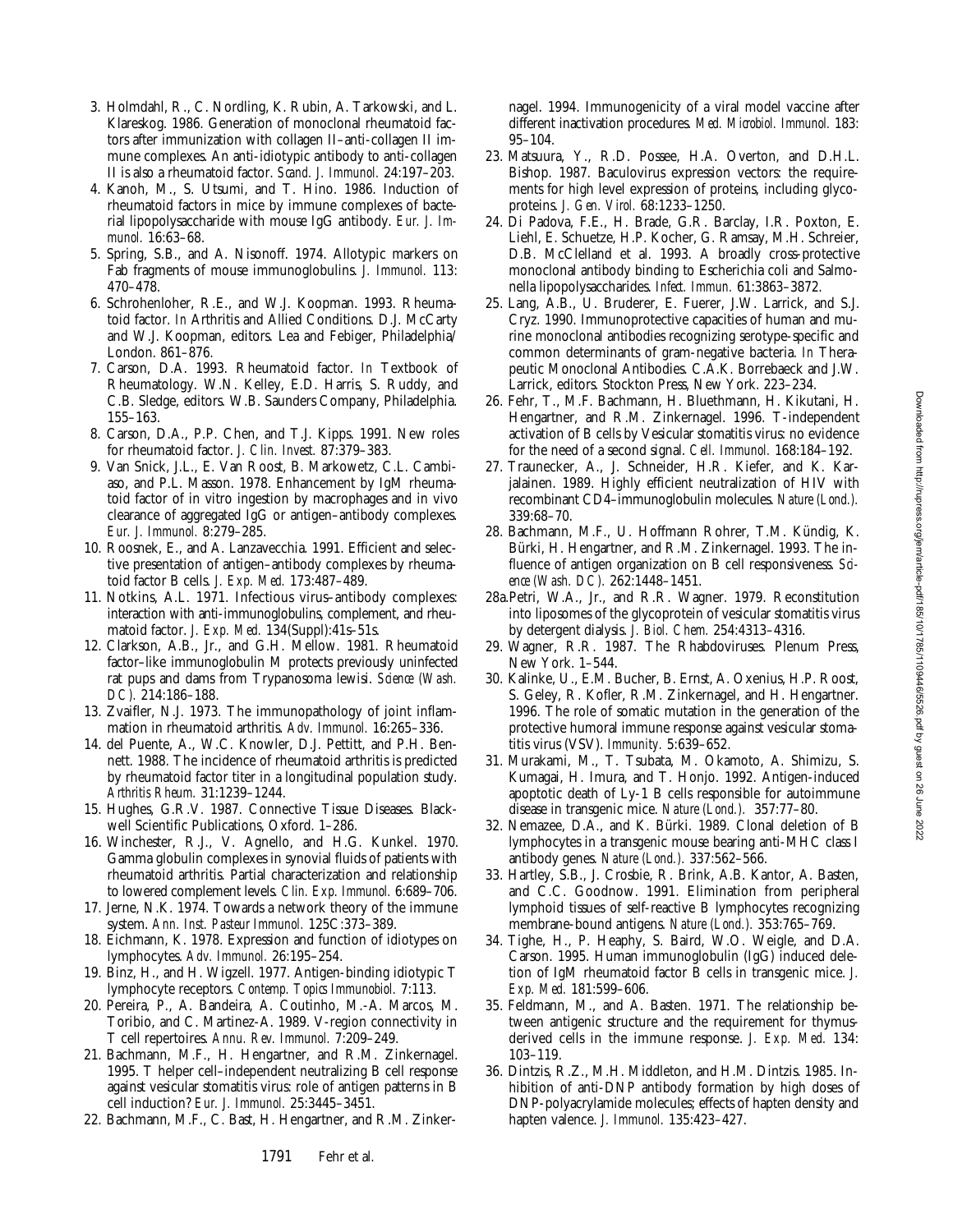3. Holmdahl, R., C. Nordling, K. Rubin, A. Tarkowski, and L. Klareskog. 1986. Generation of monoclonal rheumatoid factors after immunization with collagen II–anti-collagen II immune complexes. An anti-idiotypic antibody to anti-collagen II is also a rheumatoid factor. *Scand. J. Immunol.* 24:197–203.
4. Kanoh, M., S. Utsumi, and T. Hino. 1986. Induction of rheumatoid factors in mice by immune complexes of bacterial lipopolysaccharide with mouse IgG antibody. *Eur. J. Immunol.* 16:63–68.
5. Spring, S.B., and A. Nisonoff. 1974. Allotypic markers on Fab fragments of mouse immunoglobulins. *J. Immunol.* 113:470–478.
6. Schrohenloher, R.E., and W.J. Koopman. 1993. Rheumatoid factor. *In* Arthritis and Allied Conditions. D.J. McCarty and W.J. Koopman, editors. Lea and Febiger, Philadelphia/London. 861–876.
7. Carson, D.A. 1993. Rheumatoid factor. *In* Textbook of Rheumatology. W.N. Kelley, E.D. Harris, S. Ruddy, and C.B. Sledge, editors. W.B. Saunders Company, Philadelphia. 155–163.
8. Carson, D.A., P.P. Chen, and T.J. Kipps. 1991. New roles for rheumatoid factor. *J. Clin. Invest.* 87:379–383.
9. Van Snick, J.L., E. Van Roost, B. Markowetz, C.L. Cambiaso, and P.L. Masson. 1978. Enhancement by IgM rheumatoid factor of in vitro ingestion by macrophages and in vivo clearance of aggregated IgG or antigen–antibody complexes. *Eur. J. Immunol.* 8:279–285.
10. Roosnek, E., and A. Lanzavecchia. 1991. Efficient and selective presentation of antigen–antibody complexes by rheumatoid factor B cells. *J. Exp. Med.* 173:487–489.
11. Notkins, A.L. 1971. Infectious virus–antibody complexes: interaction with anti-immunoglobulins, complement, and rheumatoid factor. *J. Exp. Med.* 134(Suppl):41s–51s.
12. Clarkson, A.B., Jr., and G.H. Mellow. 1981. Rheumatoid factor–like immunoglobulin M protects previously uninfected rat pups and dams from Trypanosoma lewisi. *Science (Wash. DC).* 214:186–188.
13. Zvaifler, N.J. 1973. The immunopathology of joint inflammation in rheumatoid arthritis. *Adv. Immunol.* 16:265–336.
14. del Puente, A., W.C. Knowler, D.J. Pettitt, and P.H. Bennett. 1988. The incidence of rheumatoid arthritis is predicted by rheumatoid factor titer in a longitudinal population study. *Arthritis Rheum.* 31:1239–1244.
15. Hughes, G.R.V. 1987. Connective Tissue Diseases. Blackwell Scientific Publications, Oxford. 1–286.
16. Winchester, R.J., V. Agnello, and H.G. Kunkel. 1970. Gamma globulin complexes in synovial fluids of patients with rheumatoid arthritis. Partial characterization and relationship to lowered complement levels. *Clin. Exp. Immunol.* 6:689–706.
17. Jerne, N.K. 1974. Towards a network theory of the immune system. *Ann. Inst. Pasteur Immunol.* 125C:373–389.
18. Eichmann, K. 1978. Expression and function of idiotypes on lymphocytes. *Adv. Immunol.* 26:195–254.
19. Binz, H., and H. Wigzell. 1977. Antigen-binding idiotypic T lymphocyte receptors. *Contemp. Topics Immunobiol.* 7:113.
20. Pereira, P., A. Bandeira, A. Coutinho, M.-A. Marcos, M. Toribio, and C. Martinez-A. 1989. V-region connectivity in T cell repertoires. *Annu. Rev. Immunol.* 7:209–249.
21. Bachmann, M.F., H. Hengartner, and R.M. Zinkernagel. 1995. T helper cell–independent neutralizing B cell response against vesicular stomatitis virus: role of antigen patterns in B cell induction? *Eur. J. Immunol.* 25:3445–3451.
22. Bachmann, M.F., C. Bast, H. Hengartner, and R.M. Zinkernagel. 1994. Immunogenicity of a viral model vaccine after different inactivation procedures. *Med. Microbiol. Immunol.* 183:95–104.
23. Matsuura, Y., R.D. Possee, H.A. Overton, and D.H.L. Bishop. 1987. Baculovirus expression vectors: the requirements for high level expression of proteins, including glycoproteins. *J. Gen. Virol.* 68:1233–1250.
24. Di Padova, F.E., H. Brade, G.R. Barclay, I.R. Poxton, E. Liehl, E. Schuetze, H.P. Kocher, G. Ramsay, M.H. Schreier, D.B. McClelland et al. 1993. A broadly cross-protective monoclonal antibody binding to Escherichia coli and Salmonella lipopolysaccharides. *Infect. Immun.* 61:3863–3872.
25. Lang, A.B., U. Bruderer, E. Fuerer, J.W. Larrick, and S.J. Cryz. 1990. Immunoprotective capacities of human and murine monoclonal antibodies recognizing serotype-specific and common determinants of gram-negative bacteria. *In* Therapeutic Monoclonal Antibodies. C.A.K. Borrebaeck and J.W. Larrick, editors. Stockton Press, New York. 223–234.
26. Fehr, T., M.F. Bachmann, H. Bluethmann, H. Kikutani, H. Hengartner, and R.M. Zinkernagel. 1996. T-independent activation of B cells by Vesicular stomatitis virus: no evidence for the need of a second signal. *Cell. Immunol.* 168:184–192.
27. Traunecker, A., J. Schneider, H.R. Kiefer, and K. Karjalainen. 1989. Highly efficient neutralization of HIV with recombinant CD4–immunoglobulin molecules. *Nature (Lond.).* 339:68–70.
28. Bachmann, M.F., U. Hoffmann Rohrer, T.M. Kündig, K. Bürki, H. Hengartner, and R.M. Zinkernagel. 1993. The influence of antigen organization on B cell responsiveness. *Science (Wash. DC).* 262:1448–1451.

28a. Petri, W.A., Jr., and R.R. Wagner. 1979. Reconstitution into liposomes of the glycoprotein of vesicular stomatitis virus by detergent dialysis. *J. Biol. Chem.* 254:4313–4316.

29. Wagner, R.R. 1987. The Rhabdoviruses. Plenum Press, New York. 1–544.
30. Kalinke, U., E.M. Bucher, B. Ernst, A. Oxenius, H.P. Roost, S. Geley, R. Kofler, R.M. Zinkernagel, and H. Hengartner. 1996. The role of somatic mutation in the generation of the protective humoral immune response against vesicular stomatitis virus (VSV). *Immunity.* 5:639–652.
31. Murakami, M., T. Tsubata, M. Okamoto, A. Shimizu, S. Kumagai, H. Imura, and T. Honjo. 1992. Antigen-induced apoptotic death of Ly-1 B cells responsible for autoimmune disease in transgenic mice. *Nature (Lond.).* 357:77–80.
32. Nemazee, D.A., and K. Bürki. 1989. Clonal deletion of B lymphocytes in a transgenic mouse bearing anti-MHC class I antibody genes. *Nature (Lond.).* 337:562–566.
33. Hartley, S.B., J. Crosbie, R. Brink, A.B. Kantor, A. Basten, and C.C. Goodnow. 1991. Elimination from peripheral lymphoid tissues of self-reactive B lymphocytes recognizing membrane-bound antigens. *Nature (Lond.).* 353:765–769.
34. Tighe, H., P. Heaphy, S. Baird, W.O. Weigle, and D.A. Carson. 1995. Human immunoglobulin (IgG) induced deletion of IgM rheumatoid factor B cells in transgenic mice. *J. Exp. Med.* 181:599–606.
35. Feldmann, M., and A. Basten. 1971. The relationship between antigenic structure and the requirement for thymus-derived cells in the immune response. *J. Exp. Med.* 134:103–119.
36. Dintzis, R.Z., M.H. Middleton, and H.M. Dintzis. 1985. Inhibition of anti-DNP antibody formation by high doses of DNP-polyacrylamide molecules; effects of hapten density and hapten valence. *J. Immunol.* 135:423–427.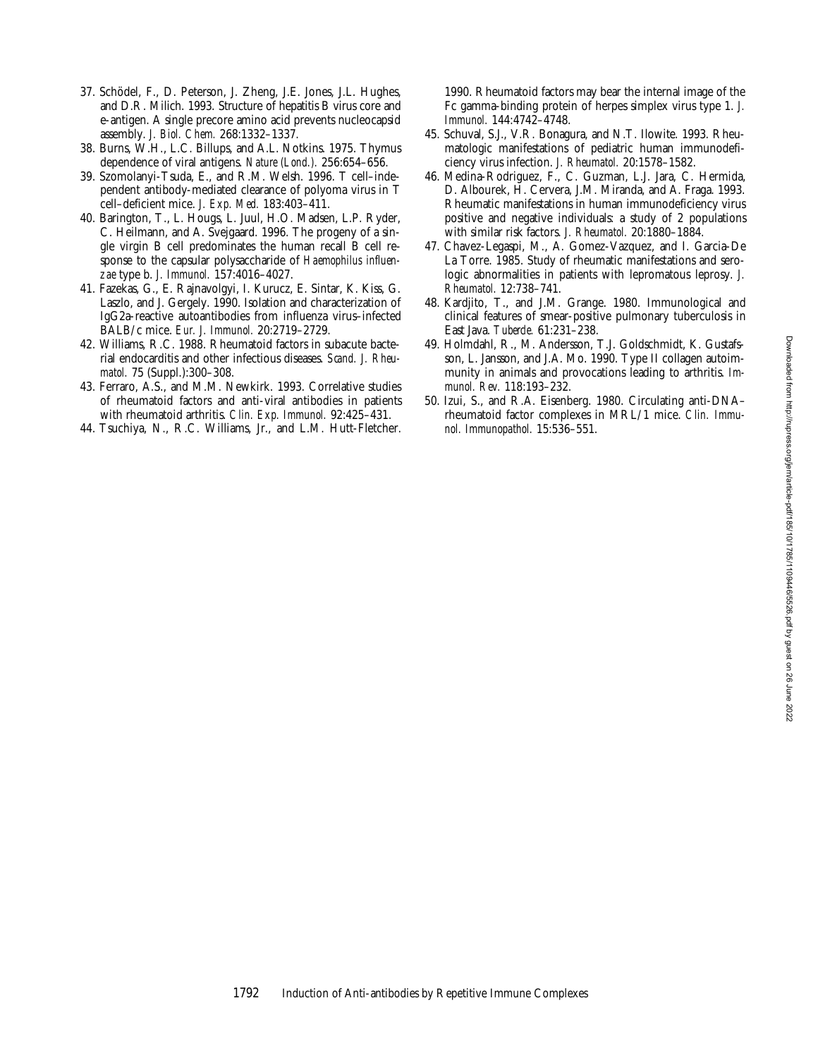37. Schödel, F., D. Peterson, J. Zheng, J.E. Jones, J.L. Hughes, and D.R. Milich. 1993. Structure of hepatitis B virus core and e-antigen. A single precore amino acid prevents nucleocapsid assembly. *J. Biol. Chem.* 268:1332–1337.
38. Burns, W.H., L.C. Billups, and A.L. Notkins. 1975. Thymus dependence of viral antigens. *Nature (Lond.).* 256:654–656.
39. Szomolanyi-Tsuda, E., and R.M. Welsh. 1996. T cell–independent antibody-mediated clearance of polyoma virus in T cell–deficient mice. *J. Exp. Med.* 183:403–411.
40. Barington, T., L. Hougs, L. Juul, H.O. Madsen, L.P. Ryder, C. Heilmann, and A. Svejgaard. 1996. The progeny of a single virgin B cell predominates the human recall B cell response to the capsular polysaccharide of *Haemophilus influenzae* type b. *J. Immunol.* 157:4016–4027.
41. Fazekas, G., E. Rajnavolgyi, I. Kurucz, E. Sintar, K. Kiss, G. Laszlo, and J. Gergely. 1990. Isolation and characterization of IgG2a-reactive autoantibodies from influenza virus–infected BALB/c mice. *Eur. J. Immunol.* 20:2719–2729.
42. Williams, R.C. 1988. Rheumatoid factors in subacute bacterial endocarditis and other infectious diseases. *Scand. J. Rheumatol.* 75 (Suppl.):300–308.
43. Ferraro, A.S., and M.M. Newkirk. 1993. Correlative studies of rheumatoid factors and anti-viral antibodies in patients with rheumatoid arthritis. *Clin. Exp. Immunol.* 92:425–431.
44. Tsuchiya, N., R.C. Williams, Jr., and L.M. Hutt-Fletcher. 1990. Rheumatoid factors may bear the internal image of the Fc gamma-binding protein of herpes simplex virus type 1. *J. Immunol.* 144:4742–4748.
45. Schuval, S.J., V.R. Bonagura, and N.T. Ilowite. 1993. Rheumatologic manifestations of pediatric human immunodeficiency virus infection. *J. Rheumatol.* 20:1578–1582.
46. Medina-Rodriguez, F., C. Guzman, L.J. Jara, C. Hermida, D. Albourek, H. Cervera, J.M. Miranda, and A. Fraga. 1993. Rheumatic manifestations in human immunodeficiency virus positive and negative individuals: a study of 2 populations with similar risk factors. *J. Rheumatol.* 20:1880–1884.
47. Chavez-Legaspi, M., A. Gomez-Vazquez, and I. Garcia-De La Torre. 1985. Study of rheumatic manifestations and serologic abnormalities in patients with lepromatous leprosy. *J. Rheumatol.* 12:738–741.
48. Kardjito, T., and J.M. Grange. 1980. Immunological and clinical features of smear-positive pulmonary tuberculosis in East Java. *Tuberde.* 61:231–238.
49. Holmdahl, R., M. Andersson, T.J. Goldschmidt, K. Gustafsson, L. Jansson, and J.A. Mo. 1990. Type II collagen autoimmunity in animals and provocations leading to arthritis. *Immunol. Rev.* 118:193–232.
50. Izui, S., and R.A. Eisenberg. 1980. Circulating anti-DNA–rheumatoid factor complexes in MRL/1 mice. *Clin. Immunol. Immunopathol.* 15:536–551.